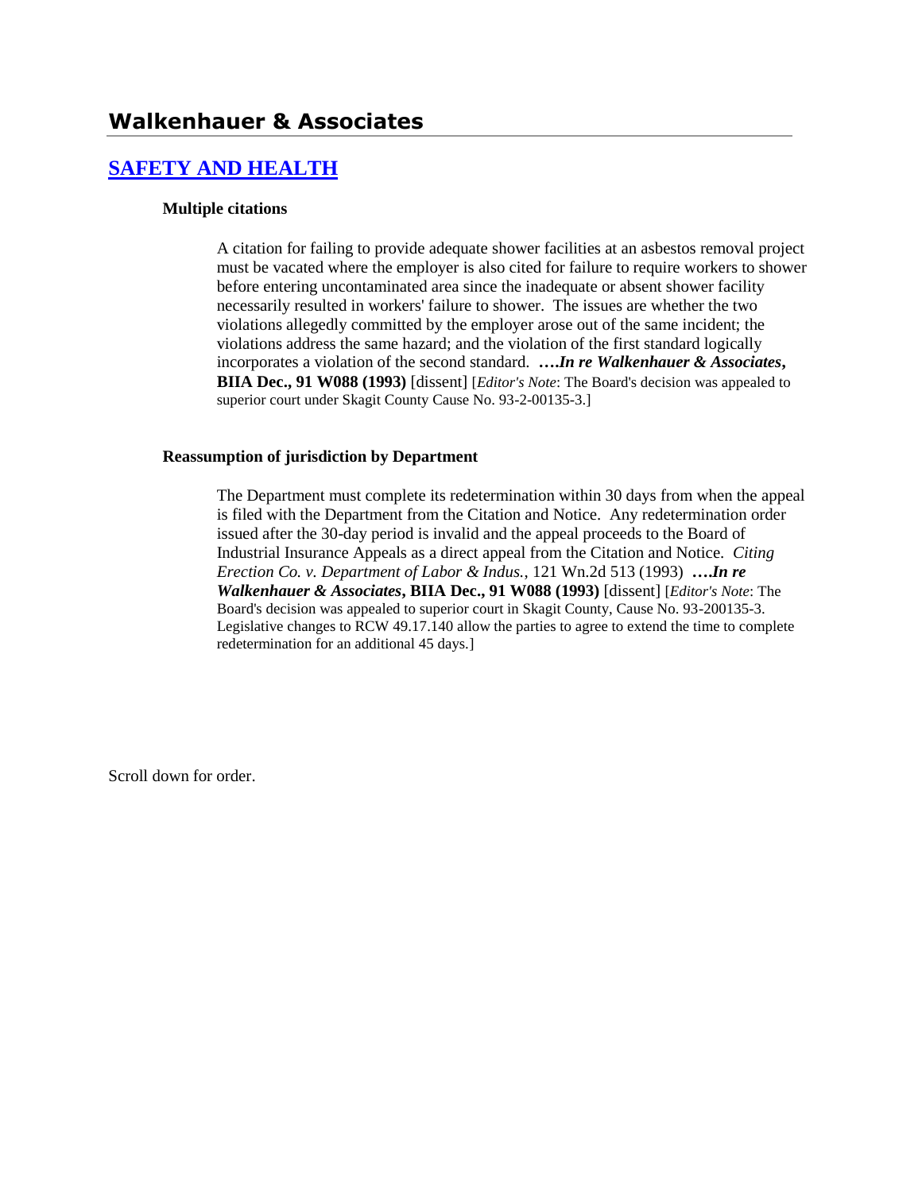# Walkenhauer & Associates

## SAFETY AND HEALTH

### Multiple citations

A citation for failing to provide adequate shower facilities at an asbestos removal project must be vacated where the employer is also cited for failure to require workers to shower before entering uncontaminated area since the inadequate or absent shower facility necessarily resulted in workers' failure to shower. The issues are whether the two violations allegedly committed by the employer arose out of the same incident; the violations address the same hazard; and the violation of the first standard logically incorporates a violation of the second standard. ***….In re Walkenhauer & Associates*, BIIA Dec., 91 W088 (1993)** [dissent] [*Editor's Note*: The Board's decision was appealed to superior court under Skagit County Cause No. 93-2-00135-3.]

### Reassumption of jurisdiction by Department

The Department must complete its redetermination within 30 days from when the appeal is filed with the Department from the Citation and Notice. Any redetermination order issued after the 30-day period is invalid and the appeal proceeds to the Board of Industrial Insurance Appeals as a direct appeal from the Citation and Notice. *Citing Erection Co. v. Department of Labor & Indus.*, 121 Wn.2d 513 (1993) ***….In re Walkenhauer & Associates*, BIIA Dec., 91 W088 (1993)** [dissent] [*Editor's Note*: The Board's decision was appealed to superior court in Skagit County, Cause No. 93-200135-3. Legislative changes to RCW 49.17.140 allow the parties to agree to extend the time to complete redetermination for an additional 45 days.]

Scroll down for order.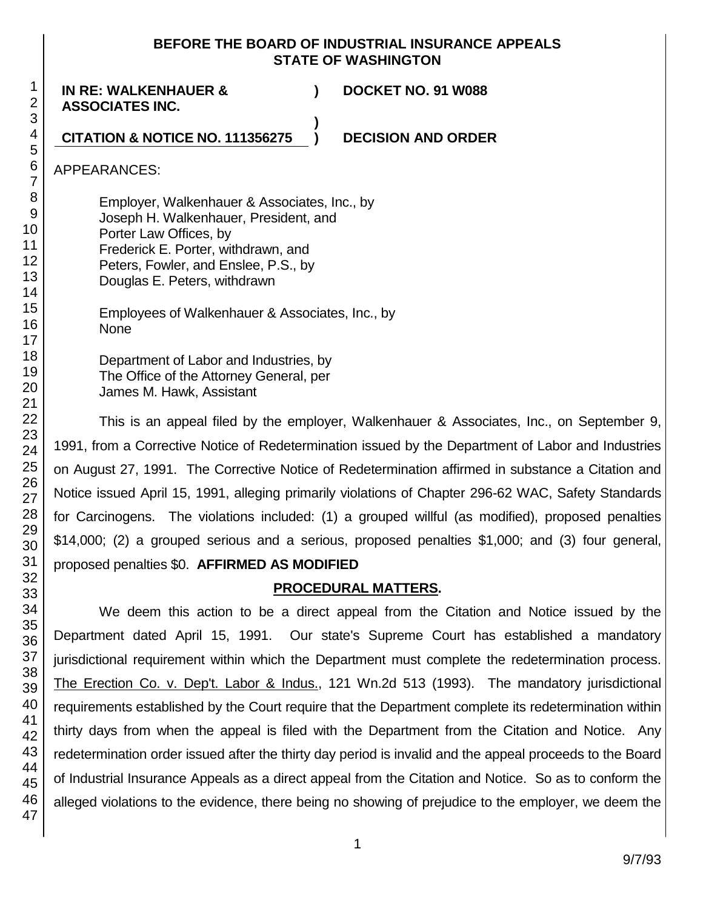**BEFORE THE BOARD OF INDUSTRIAL INSURANCE APPEALS**
**STATE OF WASHINGTON**

| | | |
|---|---|---|
| **IN RE: WALKENHAUER & ASSOCIATES INC.** | **)** | **DOCKET NO. 91 W088** |
| | **)** | |
| **CITATION & NOTICE NO. 111356275** | **)** | **DECISION AND ORDER** |

APPEARANCES:

Employer, Walkenhauer & Associates, Inc., by
Joseph H. Walkenhauer, President, and
Porter Law Offices, by
Frederick E. Porter, withdrawn, and
Peters, Fowler, and Enslee, P.S., by
Douglas E. Peters, withdrawn

Employees of Walkenhauer & Associates, Inc., by
None

Department of Labor and Industries, by
The Office of the Attorney General, per
James M. Hawk, Assistant

This is an appeal filed by the employer, Walkenhauer & Associates, Inc., on September 9, 1991, from a Corrective Notice of Redetermination issued by the Department of Labor and Industries on August 27, 1991. The Corrective Notice of Redetermination affirmed in substance a Citation and Notice issued April 15, 1991, alleging primarily violations of Chapter 296-62 WAC, Safety Standards for Carcinogens. The violations included: (1) a grouped willful (as modified), proposed penalties $14,000; (2) a grouped serious and a serious, proposed penalties $1,000; and (3) four general, proposed penalties $0. **AFFIRMED AS MODIFIED**

**PROCEDURAL MATTERS.**

We deem this action to be a direct appeal from the Citation and Notice issued by the Department dated April 15, 1991. Our state's Supreme Court has established a mandatory jurisdictional requirement within which the Department must complete the redetermination process. The Erection Co. v. Dep't. Labor & Indus., 121 Wn.2d 513 (1993). The mandatory jurisdictional requirements established by the Court require that the Department complete its redetermination within thirty days from when the appeal is filed with the Department from the Citation and Notice. Any redetermination order issued after the thirty day period is invalid and the appeal proceeds to the Board of Industrial Insurance Appeals as a direct appeal from the Citation and Notice. So as to conform the alleged violations to the evidence, there being no showing of prejudice to the employer, we deem the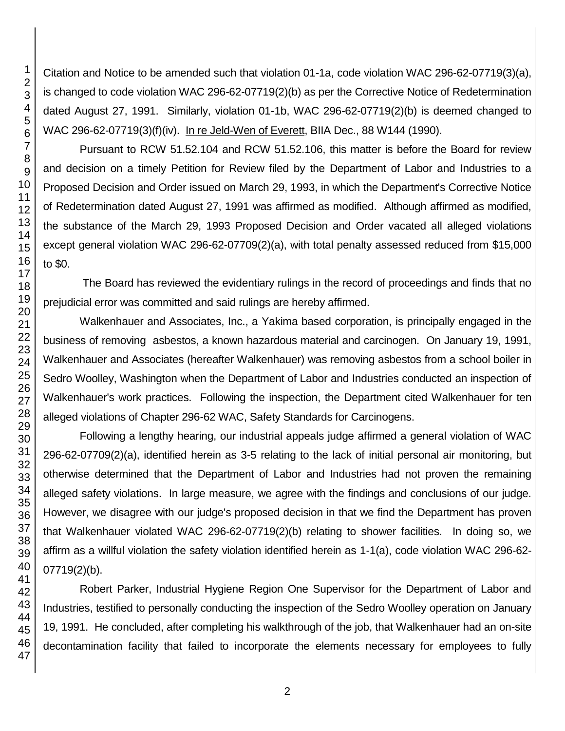Citation and Notice to be amended such that violation 01-1a, code violation WAC 296-62-07719(3)(a), is changed to code violation WAC 296-62-07719(2)(b) as per the Corrective Notice of Redetermination dated August 27, 1991. Similarly, violation 01-1b, WAC 296-62-07719(2)(b) is deemed changed to WAC 296-62-07719(3)(f)(iv). In re Jeld-Wen of Everett, BIIA Dec., 88 W144 (1990).

Pursuant to RCW 51.52.104 and RCW 51.52.106, this matter is before the Board for review and decision on a timely Petition for Review filed by the Department of Labor and Industries to a Proposed Decision and Order issued on March 29, 1993, in which the Department's Corrective Notice of Redetermination dated August 27, 1991 was affirmed as modified. Although affirmed as modified, the substance of the March 29, 1993 Proposed Decision and Order vacated all alleged violations except general violation WAC 296-62-07709(2)(a), with total penalty assessed reduced from $15,000 to $0.

The Board has reviewed the evidentiary rulings in the record of proceedings and finds that no prejudicial error was committed and said rulings are hereby affirmed.

Walkenhauer and Associates, Inc., a Yakima based corporation, is principally engaged in the business of removing asbestos, a known hazardous material and carcinogen. On January 19, 1991, Walkenhauer and Associates (hereafter Walkenhauer) was removing asbestos from a school boiler in Sedro Woolley, Washington when the Department of Labor and Industries conducted an inspection of Walkenhauer's work practices. Following the inspection, the Department cited Walkenhauer for ten alleged violations of Chapter 296-62 WAC, Safety Standards for Carcinogens.

Following a lengthy hearing, our industrial appeals judge affirmed a general violation of WAC 296-62-07709(2)(a), identified herein as 3-5 relating to the lack of initial personal air monitoring, but otherwise determined that the Department of Labor and Industries had not proven the remaining alleged safety violations. In large measure, we agree with the findings and conclusions of our judge. However, we disagree with our judge's proposed decision in that we find the Department has proven that Walkenhauer violated WAC 296-62-07719(2)(b) relating to shower facilities. In doing so, we affirm as a willful violation the safety violation identified herein as 1-1(a), code violation WAC 296-62-07719(2)(b).

Robert Parker, Industrial Hygiene Region One Supervisor for the Department of Labor and Industries, testified to personally conducting the inspection of the Sedro Woolley operation on January 19, 1991. He concluded, after completing his walkthrough of the job, that Walkenhauer had an on-site decontamination facility that failed to incorporate the elements necessary for employees to fully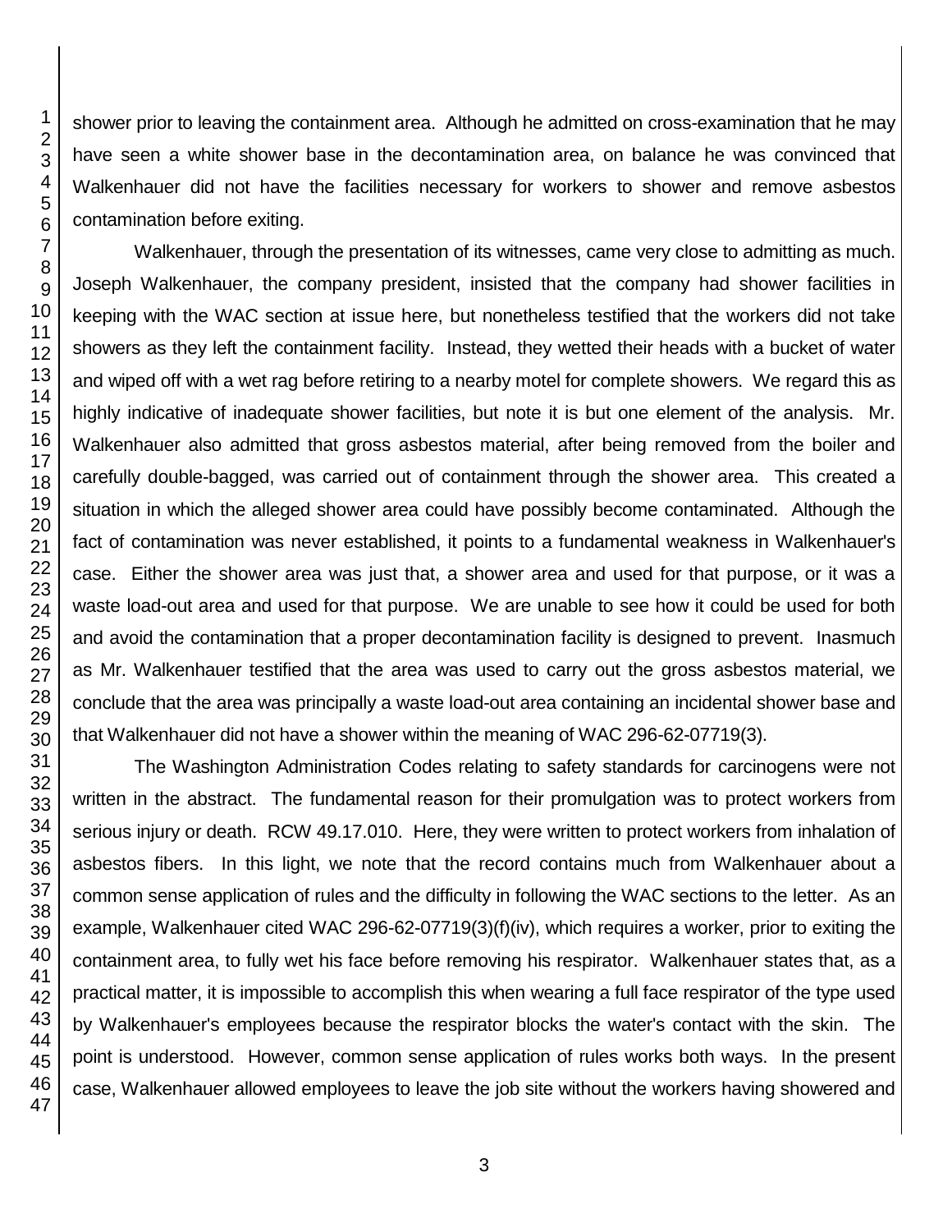shower prior to leaving the containment area. Although he admitted on cross-examination that he may have seen a white shower base in the decontamination area, on balance he was convinced that Walkenhauer did not have the facilities necessary for workers to shower and remove asbestos contamination before exiting.

Walkenhauer, through the presentation of its witnesses, came very close to admitting as much. Joseph Walkenhauer, the company president, insisted that the company had shower facilities in keeping with the WAC section at issue here, but nonetheless testified that the workers did not take showers as they left the containment facility. Instead, they wetted their heads with a bucket of water and wiped off with a wet rag before retiring to a nearby motel for complete showers. We regard this as highly indicative of inadequate shower facilities, but note it is but one element of the analysis. Mr. Walkenhauer also admitted that gross asbestos material, after being removed from the boiler and carefully double-bagged, was carried out of containment through the shower area. This created a situation in which the alleged shower area could have possibly become contaminated. Although the fact of contamination was never established, it points to a fundamental weakness in Walkenhauer's case. Either the shower area was just that, a shower area and used for that purpose, or it was a waste load-out area and used for that purpose. We are unable to see how it could be used for both and avoid the contamination that a proper decontamination facility is designed to prevent. Inasmuch as Mr. Walkenhauer testified that the area was used to carry out the gross asbestos material, we conclude that the area was principally a waste load-out area containing an incidental shower base and that Walkenhauer did not have a shower within the meaning of WAC 296-62-07719(3).

The Washington Administration Codes relating to safety standards for carcinogens were not written in the abstract. The fundamental reason for their promulgation was to protect workers from serious injury or death. RCW 49.17.010. Here, they were written to protect workers from inhalation of asbestos fibers. In this light, we note that the record contains much from Walkenhauer about a common sense application of rules and the difficulty in following the WAC sections to the letter. As an example, Walkenhauer cited WAC 296-62-07719(3)(f)(iv), which requires a worker, prior to exiting the containment area, to fully wet his face before removing his respirator. Walkenhauer states that, as a practical matter, it is impossible to accomplish this when wearing a full face respirator of the type used by Walkenhauer's employees because the respirator blocks the water's contact with the skin. The point is understood. However, common sense application of rules works both ways. In the present case, Walkenhauer allowed employees to leave the job site without the workers having showered and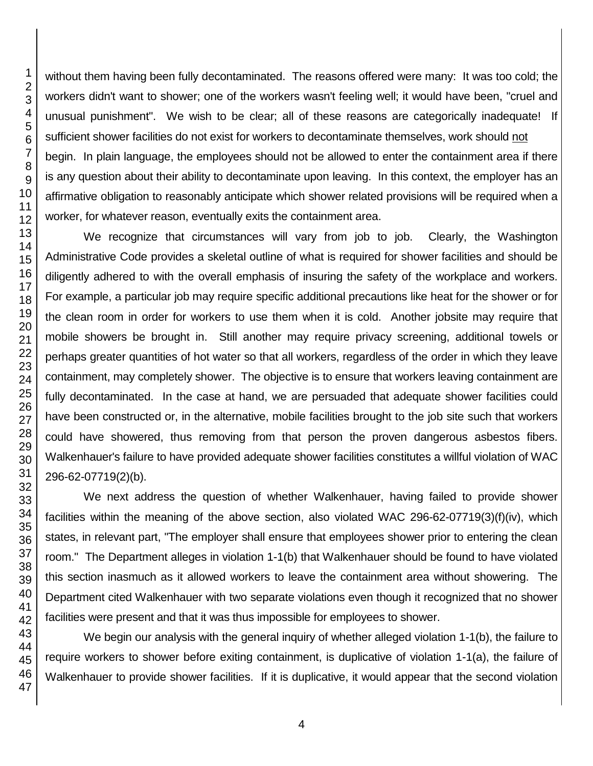without them having been fully decontaminated. The reasons offered were many: It was too cold; the workers didn't want to shower; one of the workers wasn't feeling well; it would have been, "cruel and unusual punishment". We wish to be clear; all of these reasons are categorically inadequate! If sufficient shower facilities do not exist for workers to decontaminate themselves, work should not begin. In plain language, the employees should not be allowed to enter the containment area if there is any question about their ability to decontaminate upon leaving. In this context, the employer has an affirmative obligation to reasonably anticipate which shower related provisions will be required when a worker, for whatever reason, eventually exits the containment area.

We recognize that circumstances will vary from job to job. Clearly, the Washington Administrative Code provides a skeletal outline of what is required for shower facilities and should be diligently adhered to with the overall emphasis of insuring the safety of the workplace and workers. For example, a particular job may require specific additional precautions like heat for the shower or for the clean room in order for workers to use them when it is cold. Another jobsite may require that mobile showers be brought in. Still another may require privacy screening, additional towels or perhaps greater quantities of hot water so that all workers, regardless of the order in which they leave containment, may completely shower. The objective is to ensure that workers leaving containment are fully decontaminated. In the case at hand, we are persuaded that adequate shower facilities could have been constructed or, in the alternative, mobile facilities brought to the job site such that workers could have showered, thus removing from that person the proven dangerous asbestos fibers. Walkenhauer's failure to have provided adequate shower facilities constitutes a willful violation of WAC 296-62-07719(2)(b).

We next address the question of whether Walkenhauer, having failed to provide shower facilities within the meaning of the above section, also violated WAC 296-62-07719(3)(f)(iv), which states, in relevant part, "The employer shall ensure that employees shower prior to entering the clean room." The Department alleges in violation 1-1(b) that Walkenhauer should be found to have violated this section inasmuch as it allowed workers to leave the containment area without showering. The Department cited Walkenhauer with two separate violations even though it recognized that no shower facilities were present and that it was thus impossible for employees to shower.

We begin our analysis with the general inquiry of whether alleged violation 1-1(b), the failure to require workers to shower before exiting containment, is duplicative of violation 1-1(a), the failure of Walkenhauer to provide shower facilities. If it is duplicative, it would appear that the second violation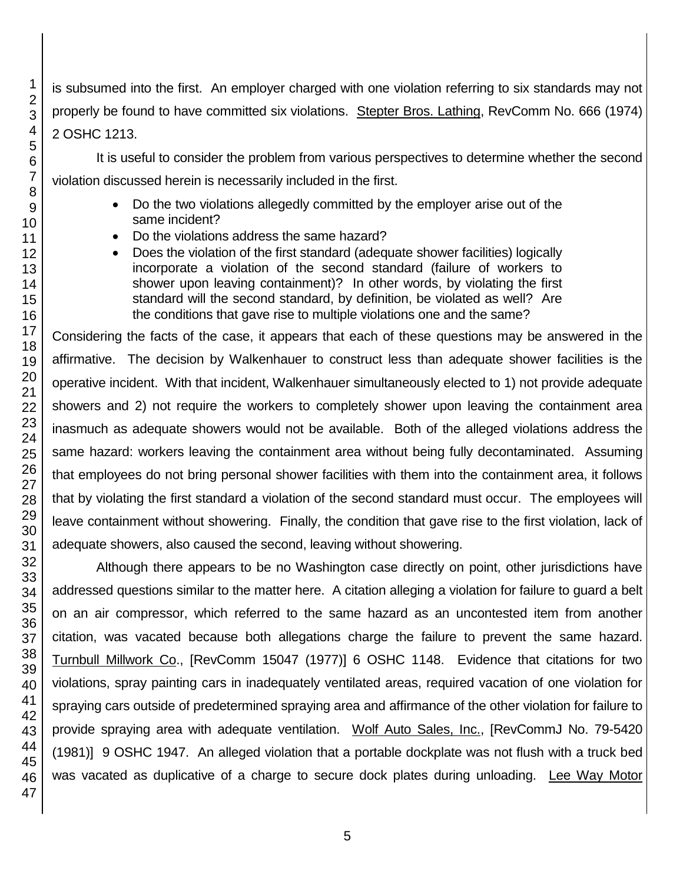is subsumed into the first. An employer charged with one violation referring to six standards may not properly be found to have committed six violations. Stepter Bros. Lathing, RevComm No. 666 (1974) 2 OSHC 1213.

It is useful to consider the problem from various perspectives to determine whether the second violation discussed herein is necessarily included in the first.

- Do the two violations allegedly committed by the employer arise out of the same incident?
- Do the violations address the same hazard?
- Does the violation of the first standard (adequate shower facilities) logically incorporate a violation of the second standard (failure of workers to shower upon leaving containment)? In other words, by violating the first standard will the second standard, by definition, be violated as well? Are the conditions that gave rise to multiple violations one and the same?

Considering the facts of the case, it appears that each of these questions may be answered in the affirmative. The decision by Walkenhauer to construct less than adequate shower facilities is the operative incident. With that incident, Walkenhauer simultaneously elected to 1) not provide adequate showers and 2) not require the workers to completely shower upon leaving the containment area inasmuch as adequate showers would not be available. Both of the alleged violations address the same hazard: workers leaving the containment area without being fully decontaminated. Assuming that employees do not bring personal shower facilities with them into the containment area, it follows that by violating the first standard a violation of the second standard must occur. The employees will leave containment without showering. Finally, the condition that gave rise to the first violation, lack of adequate showers, also caused the second, leaving without showering.

Although there appears to be no Washington case directly on point, other jurisdictions have addressed questions similar to the matter here. A citation alleging a violation for failure to guard a belt on an air compressor, which referred to the same hazard as an uncontested item from another citation, was vacated because both allegations charge the failure to prevent the same hazard. Turnbull Millwork Co., [RevComm 15047 (1977)] 6 OSHC 1148. Evidence that citations for two violations, spray painting cars in inadequately ventilated areas, required vacation of one violation for spraying cars outside of predetermined spraying area and affirmance of the other violation for failure to provide spraying area with adequate ventilation. Wolf Auto Sales, Inc., [RevCommJ No. 79-5420 (1981)] 9 OSHC 1947. An alleged violation that a portable dockplate was not flush with a truck bed was vacated as duplicative of a charge to secure dock plates during unloading. Lee Way Motor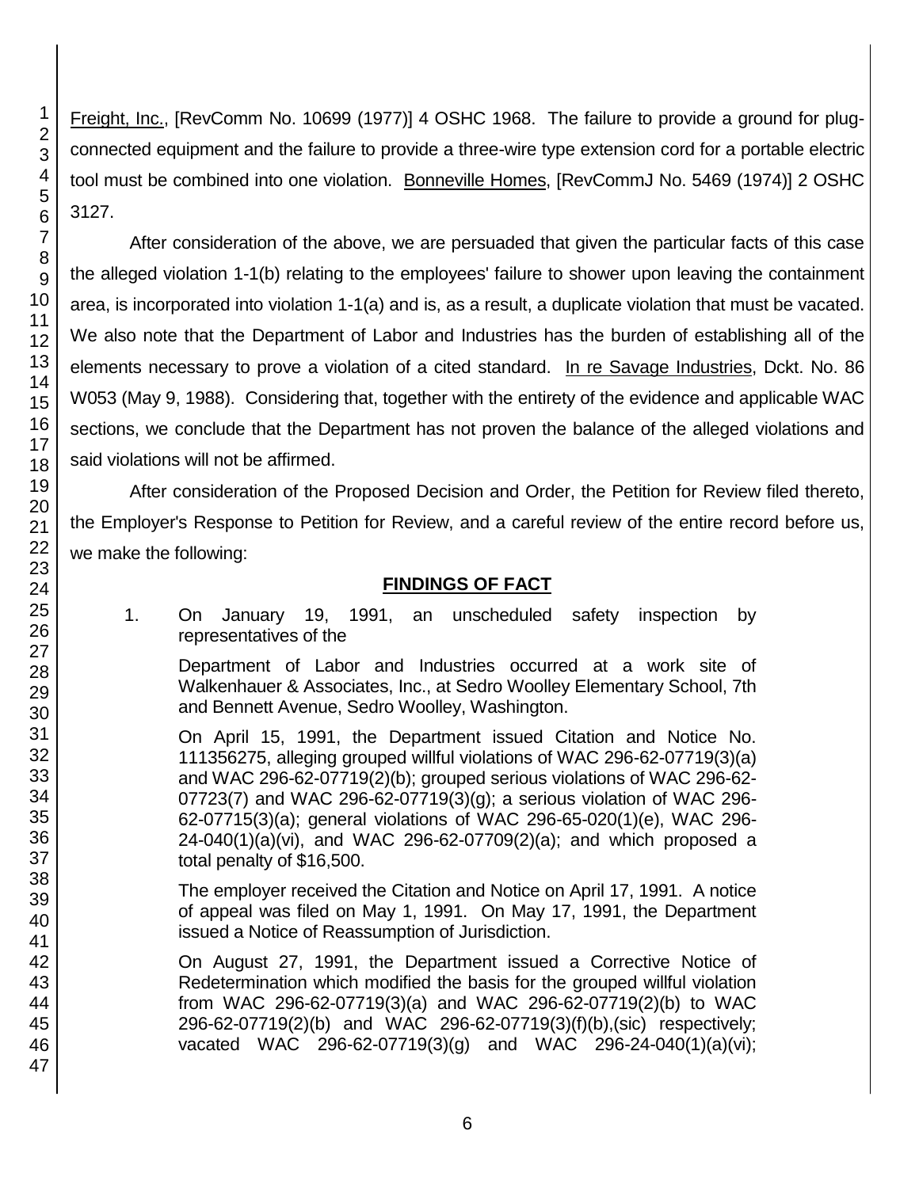Freight, Inc., [RevComm No. 10699 (1977)] 4 OSHC 1968. The failure to provide a ground for plug-connected equipment and the failure to provide a three-wire type extension cord for a portable electric tool must be combined into one violation. Bonneville Homes, [RevCommJ No. 5469 (1974)] 2 OSHC 3127.

After consideration of the above, we are persuaded that given the particular facts of this case the alleged violation 1-1(b) relating to the employees' failure to shower upon leaving the containment area, is incorporated into violation 1-1(a) and is, as a result, a duplicate violation that must be vacated. We also note that the Department of Labor and Industries has the burden of establishing all of the elements necessary to prove a violation of a cited standard. In re Savage Industries, Dckt. No. 86 W053 (May 9, 1988). Considering that, together with the entirety of the evidence and applicable WAC sections, we conclude that the Department has not proven the balance of the alleged violations and said violations will not be affirmed.

After consideration of the Proposed Decision and Order, the Petition for Review filed thereto, the Employer's Response to Petition for Review, and a careful review of the entire record before us, we make the following:

## FINDINGS OF FACT

1. On January 19, 1991, an unscheduled safety inspection by representatives of the

   Department of Labor and Industries occurred at a work site of Walkenhauer & Associates, Inc., at Sedro Woolley Elementary School, 7th and Bennett Avenue, Sedro Woolley, Washington.

   On April 15, 1991, the Department issued Citation and Notice No. 111356275, alleging grouped willful violations of WAC 296-62-07719(3)(a) and WAC 296-62-07719(2)(b); grouped serious violations of WAC 296-62-07723(7) and WAC 296-62-07719(3)(g); a serious violation of WAC 296-62-07715(3)(a); general violations of WAC 296-65-020(1)(e), WAC 296-24-040(1)(a)(vi), and WAC 296-62-07709(2)(a); and which proposed a total penalty of $16,500.

   The employer received the Citation and Notice on April 17, 1991. A notice of appeal was filed on May 1, 1991. On May 17, 1991, the Department issued a Notice of Reassumption of Jurisdiction.

   On August 27, 1991, the Department issued a Corrective Notice of Redetermination which modified the basis for the grouped willful violation from WAC 296-62-07719(3)(a) and WAC 296-62-07719(2)(b) to WAC 296-62-07719(2)(b) and WAC 296-62-07719(3)(f)(b),(sic) respectively; vacated WAC 296-62-07719(3)(g) and WAC 296-24-040(1)(a)(vi);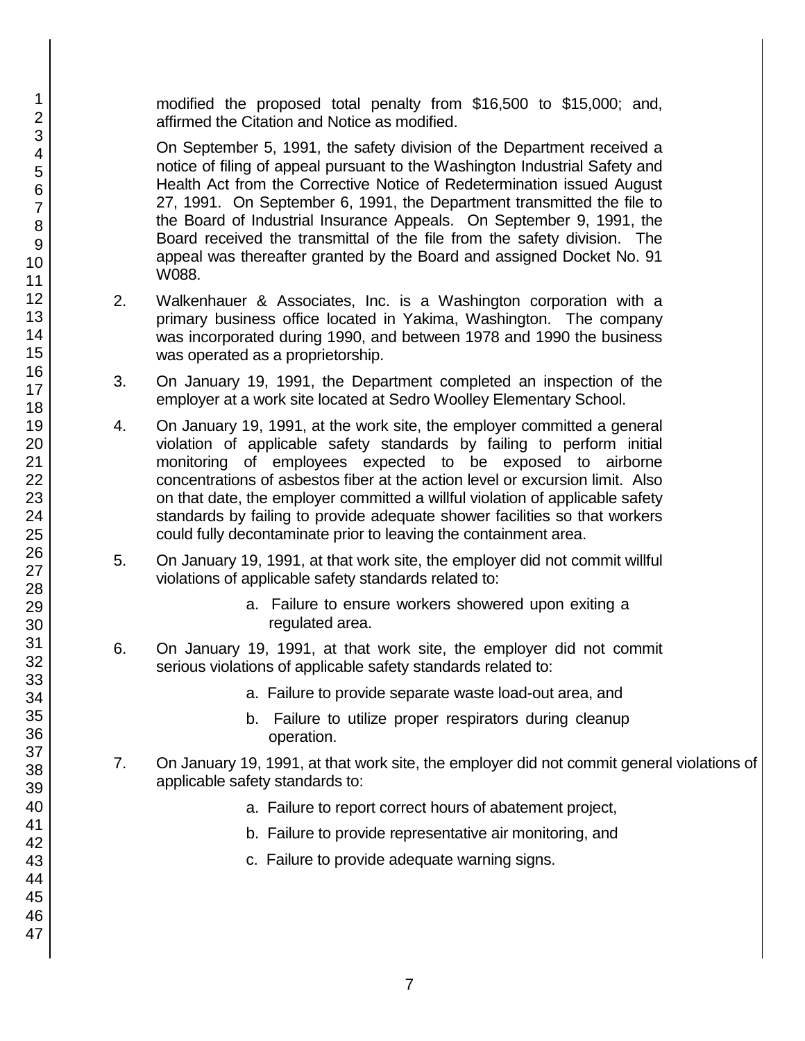modified the proposed total penalty from $16,500 to $15,000; and, affirmed the Citation and Notice as modified.

On September 5, 1991, the safety division of the Department received a notice of filing of appeal pursuant to the Washington Industrial Safety and Health Act from the Corrective Notice of Redetermination issued August 27, 1991. On September 6, 1991, the Department transmitted the file to the Board of Industrial Insurance Appeals. On September 9, 1991, the Board received the transmittal of the file from the safety division. The appeal was thereafter granted by the Board and assigned Docket No. 91 W088.

2. Walkenhauer & Associates, Inc. is a Washington corporation with a primary business office located in Yakima, Washington. The company was incorporated during 1990, and between 1978 and 1990 the business was operated as a proprietorship.

3. On January 19, 1991, the Department completed an inspection of the employer at a work site located at Sedro Woolley Elementary School.

4. On January 19, 1991, at the work site, the employer committed a general violation of applicable safety standards by failing to perform initial monitoring of employees expected to be exposed to airborne concentrations of asbestos fiber at the action level or excursion limit. Also on that date, the employer committed a willful violation of applicable safety standards by failing to provide adequate shower facilities so that workers could fully decontaminate prior to leaving the containment area.

5. On January 19, 1991, at that work site, the employer did not commit willful violations of applicable safety standards related to:

    a. Failure to ensure workers showered upon exiting a regulated area.

6. On January 19, 1991, at that work site, the employer did not commit serious violations of applicable safety standards related to:

    a. Failure to provide separate waste load-out area, and

    b. Failure to utilize proper respirators during cleanup operation.

7. On January 19, 1991, at that work site, the employer did not commit general violations of applicable safety standards to:

    a. Failure to report correct hours of abatement project,

    b. Failure to provide representative air monitoring, and

    c. Failure to provide adequate warning signs.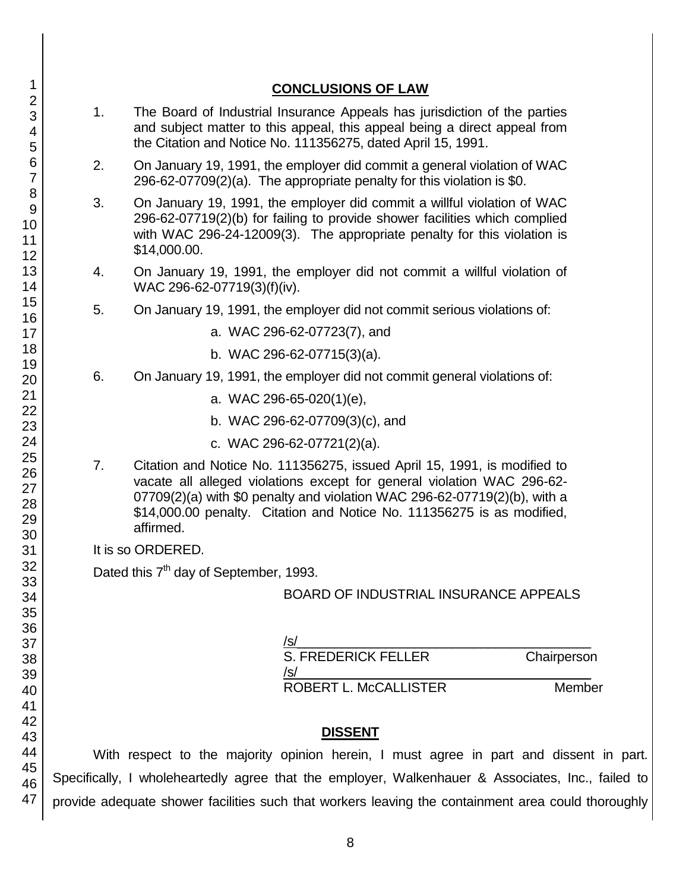## CONCLUSIONS OF LAW

1. The Board of Industrial Insurance Appeals has jurisdiction of the parties and subject matter to this appeal, this appeal being a direct appeal from the Citation and Notice No. 111356275, dated April 15, 1991.

2. On January 19, 1991, the employer did commit a general violation of WAC 296-62-07709(2)(a). The appropriate penalty for this violation is $0.

3. On January 19, 1991, the employer did commit a willful violation of WAC 296-62-07719(2)(b) for failing to provide shower facilities which complied with WAC 296-24-12009(3). The appropriate penalty for this violation is $14,000.00.

4. On January 19, 1991, the employer did not commit a willful violation of WAC 296-62-07719(3)(f)(iv).

5. On January 19, 1991, the employer did not commit serious violations of:

   a. WAC 296-62-07723(7), and

   b. WAC 296-62-07715(3)(a).

6. On January 19, 1991, the employer did not commit general violations of:

   a. WAC 296-65-020(1)(e),

   b. WAC 296-62-07709(3)(c), and

   c. WAC 296-62-07721(2)(a).

7. Citation and Notice No. 111356275, issued April 15, 1991, is modified to vacate all alleged violations except for general violation WAC 296-62-07709(2)(a) with $0 penalty and violation WAC 296-62-07719(2)(b), with a $14,000.00 penalty. Citation and Notice No. 111356275 is as modified, affirmed.

It is so ORDERED.

Dated this 7th day of September, 1993.

BOARD OF INDUSTRIAL INSURANCE APPEALS

/s/
S. FREDERICK FELLER Chairperson

/s/
ROBERT L. McCALLISTER Member

## DISSENT

With respect to the majority opinion herein, I must agree in part and dissent in part. Specifically, I wholeheartedly agree that the employer, Walkenhauer & Associates, Inc., failed to provide adequate shower facilities such that workers leaving the containment area could thoroughly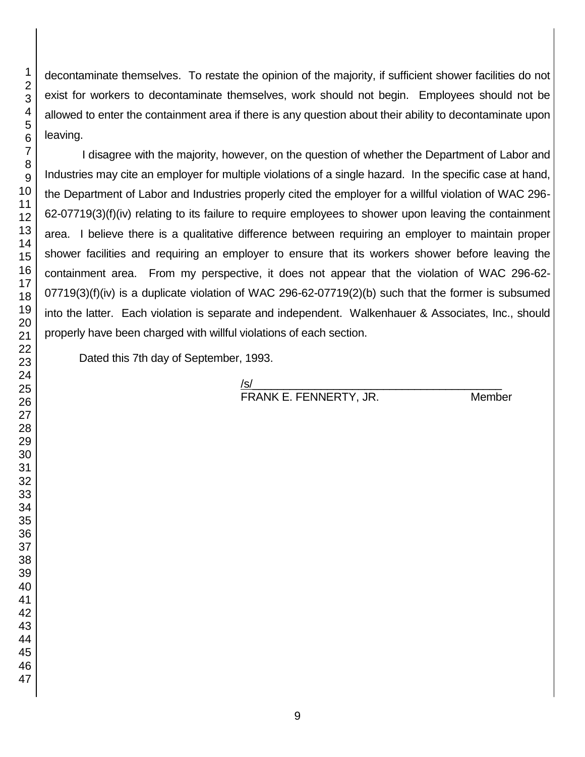decontaminate themselves. To restate the opinion of the majority, if sufficient shower facilities do not exist for workers to decontaminate themselves, work should not begin. Employees should not be allowed to enter the containment area if there is any question about their ability to decontaminate upon leaving.

I disagree with the majority, however, on the question of whether the Department of Labor and Industries may cite an employer for multiple violations of a single hazard. In the specific case at hand, the Department of Labor and Industries properly cited the employer for a willful violation of WAC 296-62-07719(3)(f)(iv) relating to its failure to require employees to shower upon leaving the containment area. I believe there is a qualitative difference between requiring an employer to maintain proper shower facilities and requiring an employer to ensure that its workers shower before leaving the containment area. From my perspective, it does not appear that the violation of WAC 296-62-07719(3)(f)(iv) is a duplicate violation of WAC 296-62-07719(2)(b) such that the former is subsumed into the latter. Each violation is separate and independent. Walkenhauer & Associates, Inc., should properly have been charged with willful violations of each section.

Dated this 7th day of September, 1993.

/s/
FRANK E. FENNERTY, JR. Member